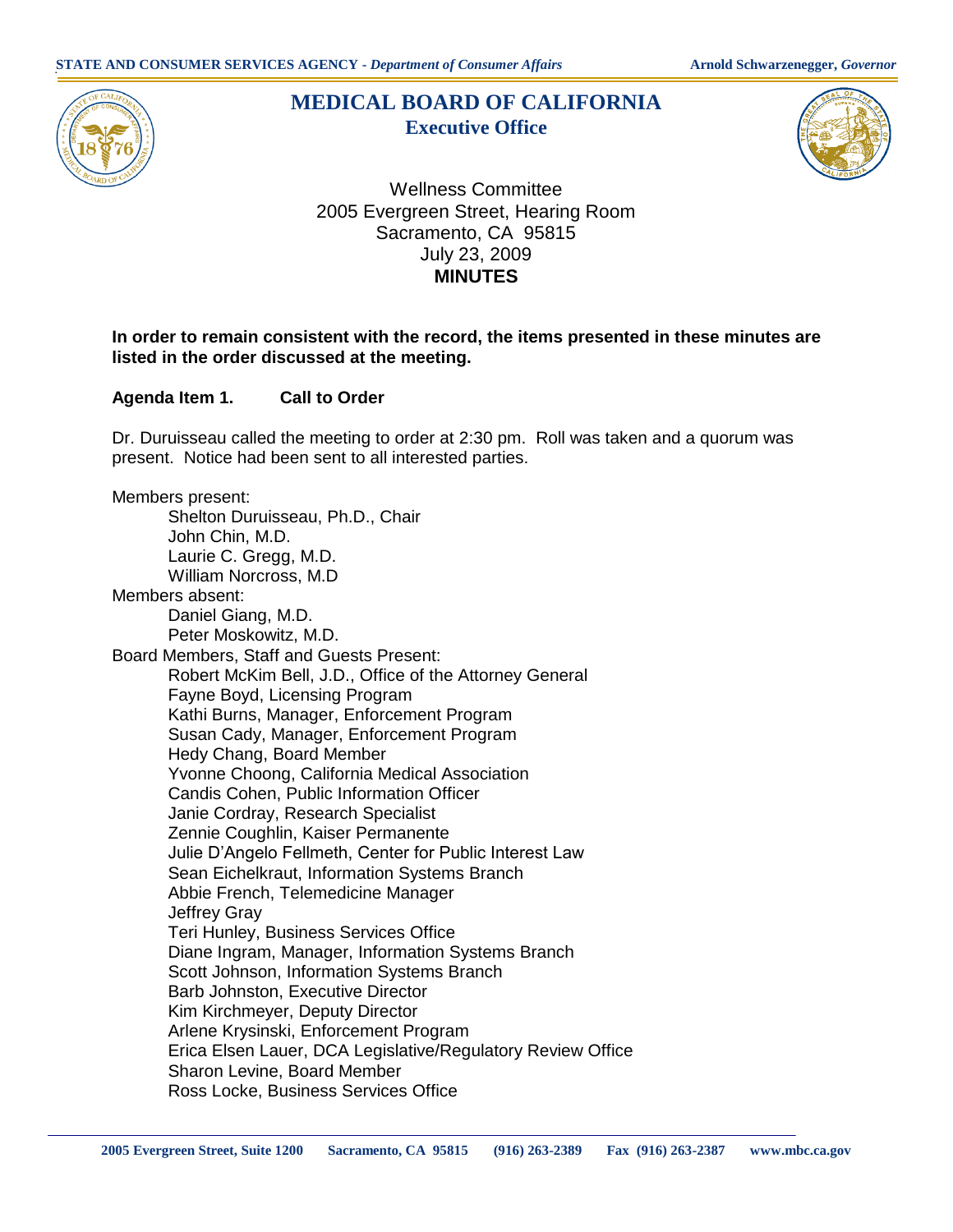STATE AND CONSUMER SERVICES AGENCY - *Department of Consumer Affairs* — Arnold Schwarzenegger, *Governor*

# MEDICAL BOARD OF CALIFORNIA
## Executive Office

Wellness Committee
2005 Evergreen Street, Hearing Room
Sacramento, CA 95815
July 23, 2009
**MINUTES**

**In order to remain consistent with the record, the items presented in these minutes are listed in the order discussed at the meeting.**

**Agenda Item 1. Call to Order**

Dr. Duruisseau called the meeting to order at 2:30 pm. Roll was taken and a quorum was present. Notice had been sent to all interested parties.

Members present:
- Shelton Duruisseau, Ph.D., Chair
- John Chin, M.D.
- Laurie C. Gregg, M.D.
- William Norcross, M.D

Members absent:
- Daniel Giang, M.D.
- Peter Moskowitz, M.D.

Board Members, Staff and Guests Present:
- Robert McKim Bell, J.D., Office of the Attorney General
- Fayne Boyd, Licensing Program
- Kathi Burns, Manager, Enforcement Program
- Susan Cady, Manager, Enforcement Program
- Hedy Chang, Board Member
- Yvonne Choong, California Medical Association
- Candis Cohen, Public Information Officer
- Janie Cordray, Research Specialist
- Zennie Coughlin, Kaiser Permanente
- Julie D'Angelo Fellmeth, Center for Public Interest Law
- Sean Eichelkraut, Information Systems Branch
- Abbie French, Telemedicine Manager
- Jeffrey Gray
- Teri Hunley, Business Services Office
- Diane Ingram, Manager, Information Systems Branch
- Scott Johnson, Information Systems Branch
- Barb Johnston, Executive Director
- Kim Kirchmeyer, Deputy Director
- Arlene Krysinski, Enforcement Program
- Erica Elsen Lauer, DCA Legislative/Regulatory Review Office
- Sharon Levine, Board Member
- Ross Locke, Business Services Office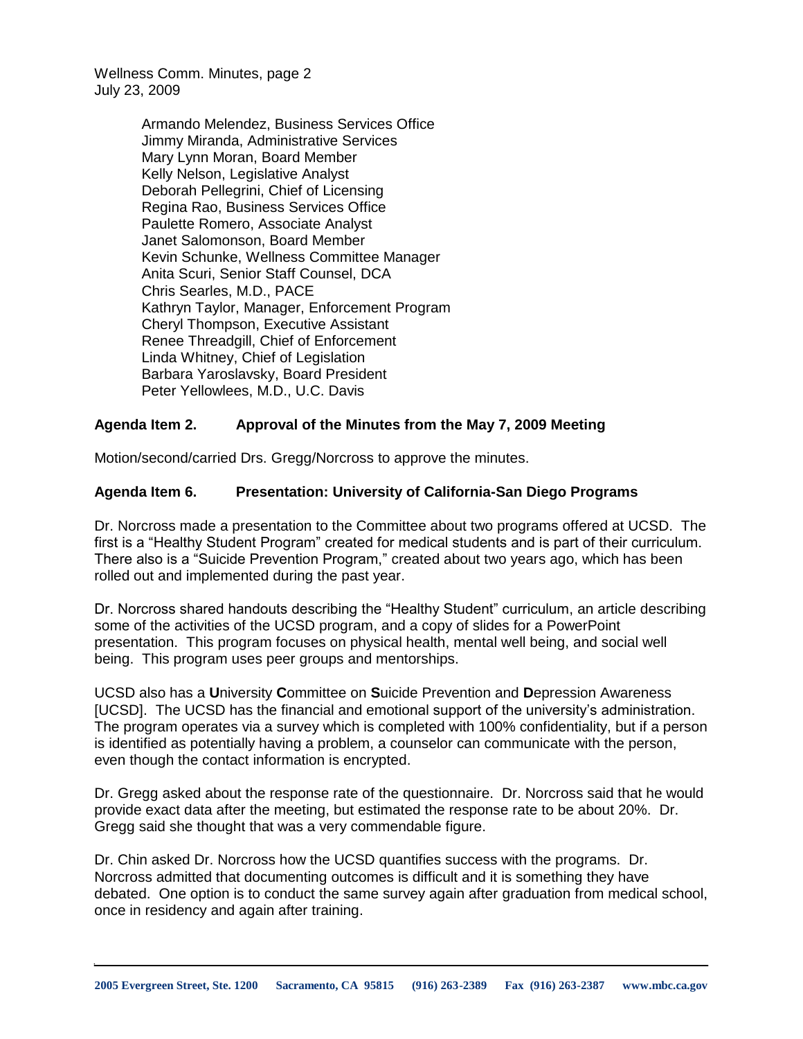Armando Melendez, Business Services Office
Jimmy Miranda, Administrative Services
Mary Lynn Moran, Board Member
Kelly Nelson, Legislative Analyst
Deborah Pellegrini, Chief of Licensing
Regina Rao, Business Services Office
Paulette Romero, Associate Analyst
Janet Salomonson, Board Member
Kevin Schunke, Wellness Committee Manager
Anita Scuri, Senior Staff Counsel, DCA
Chris Searles, M.D., PACE
Kathryn Taylor, Manager, Enforcement Program
Cheryl Thompson, Executive Assistant
Renee Threadgill, Chief of Enforcement
Linda Whitney, Chief of Legislation
Barbara Yaroslavsky, Board President
Peter Yellowlees, M.D., U.C. Davis

**Agenda Item 2. Approval of the Minutes from the May 7, 2009 Meeting**

Motion/second/carried Drs. Gregg/Norcross to approve the minutes.

**Agenda Item 6. Presentation: University of California-San Diego Programs**

Dr. Norcross made a presentation to the Committee about two programs offered at UCSD. The first is a "Healthy Student Program" created for medical students and is part of their curriculum. There also is a "Suicide Prevention Program," created about two years ago, which has been rolled out and implemented during the past year.

Dr. Norcross shared handouts describing the "Healthy Student" curriculum, an article describing some of the activities of the UCSD program, and a copy of slides for a PowerPoint presentation. This program focuses on physical health, mental well being, and social well being. This program uses peer groups and mentorships.

UCSD also has a **U**niversity **C**ommittee on **S**uicide Prevention and **D**epression Awareness [UCSD]. The UCSD has the financial and emotional support of the university's administration. The program operates via a survey which is completed with 100% confidentiality, but if a person is identified as potentially having a problem, a counselor can communicate with the person, even though the contact information is encrypted.

Dr. Gregg asked about the response rate of the questionnaire. Dr. Norcross said that he would provide exact data after the meeting, but estimated the response rate to be about 20%. Dr. Gregg said she thought that was a very commendable figure.

Dr. Chin asked Dr. Norcross how the UCSD quantifies success with the programs. Dr. Norcross admitted that documenting outcomes is difficult and it is something they have debated. One option is to conduct the same survey again after graduation from medical school, once in residency and again after training.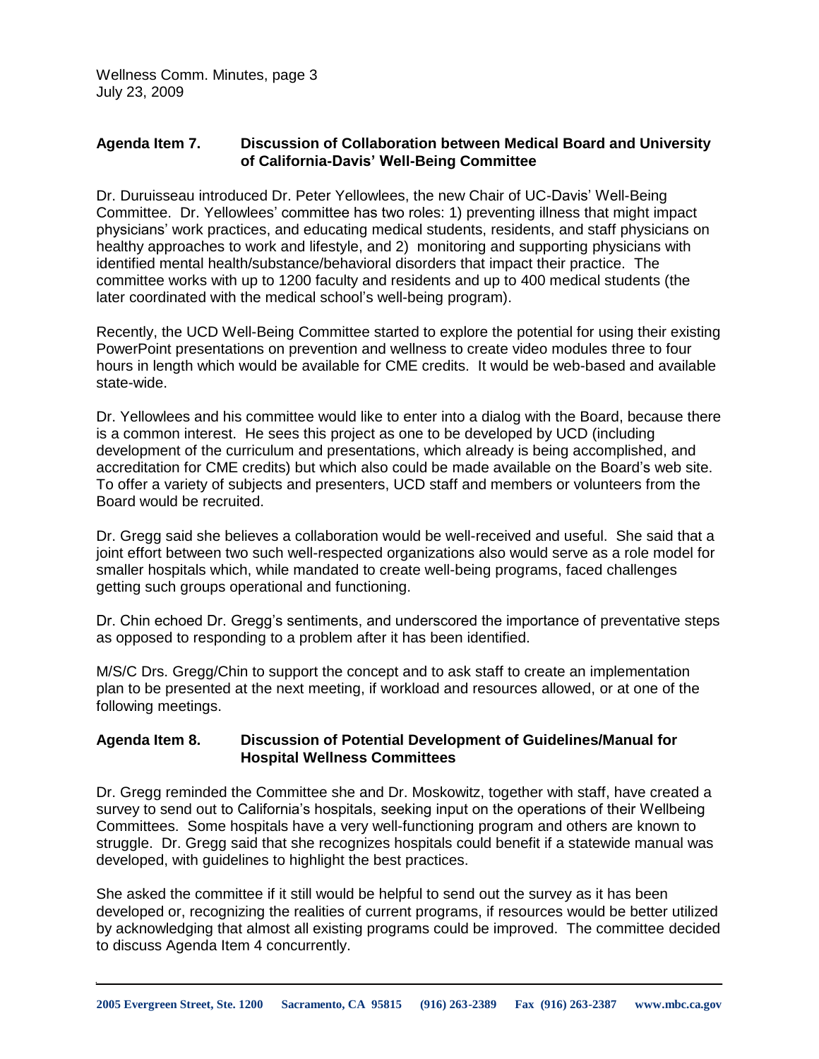**Agenda Item 7. Discussion of Collaboration between Medical Board and University of California-Davis' Well-Being Committee**

Dr. Duruisseau introduced Dr. Peter Yellowlees, the new Chair of UC-Davis' Well-Being Committee. Dr. Yellowlees' committee has two roles: 1) preventing illness that might impact physicians' work practices, and educating medical students, residents, and staff physicians on healthy approaches to work and lifestyle, and 2) monitoring and supporting physicians with identified mental health/substance/behavioral disorders that impact their practice. The committee works with up to 1200 faculty and residents and up to 400 medical students (the later coordinated with the medical school's well-being program).

Recently, the UCD Well-Being Committee started to explore the potential for using their existing PowerPoint presentations on prevention and wellness to create video modules three to four hours in length which would be available for CME credits. It would be web-based and available state-wide.

Dr. Yellowlees and his committee would like to enter into a dialog with the Board, because there is a common interest. He sees this project as one to be developed by UCD (including development of the curriculum and presentations, which already is being accomplished, and accreditation for CME credits) but which also could be made available on the Board's web site. To offer a variety of subjects and presenters, UCD staff and members or volunteers from the Board would be recruited.

Dr. Gregg said she believes a collaboration would be well-received and useful. She said that a joint effort between two such well-respected organizations also would serve as a role model for smaller hospitals which, while mandated to create well-being programs, faced challenges getting such groups operational and functioning.

Dr. Chin echoed Dr. Gregg's sentiments, and underscored the importance of preventative steps as opposed to responding to a problem after it has been identified.

M/S/C Drs. Gregg/Chin to support the concept and to ask staff to create an implementation plan to be presented at the next meeting, if workload and resources allowed, or at one of the following meetings.

**Agenda Item 8. Discussion of Potential Development of Guidelines/Manual for Hospital Wellness Committees**

Dr. Gregg reminded the Committee she and Dr. Moskowitz, together with staff, have created a survey to send out to California's hospitals, seeking input on the operations of their Wellbeing Committees. Some hospitals have a very well-functioning program and others are known to struggle. Dr. Gregg said that she recognizes hospitals could benefit if a statewide manual was developed, with guidelines to highlight the best practices.

She asked the committee if it still would be helpful to send out the survey as it has been developed or, recognizing the realities of current programs, if resources would be better utilized by acknowledging that almost all existing programs could be improved. The committee decided to discuss Agenda Item 4 concurrently.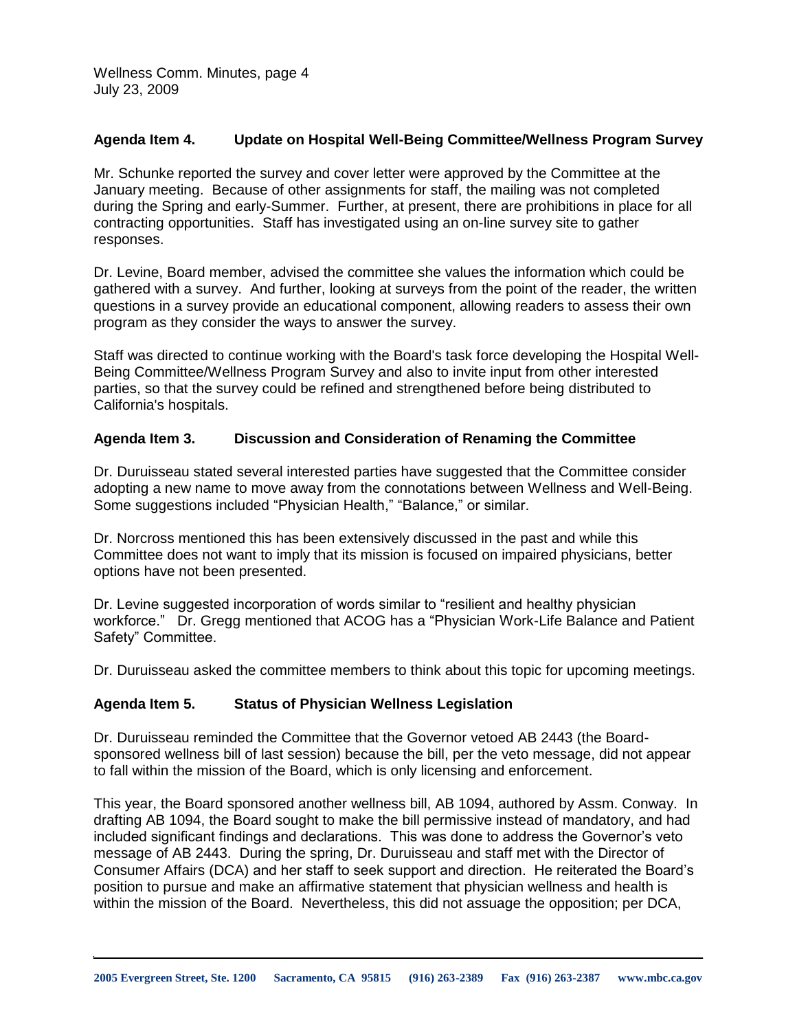### Agenda Item 4. Update on Hospital Well-Being Committee/Wellness Program Survey

Mr. Schunke reported the survey and cover letter were approved by the Committee at the January meeting. Because of other assignments for staff, the mailing was not completed during the Spring and early-Summer. Further, at present, there are prohibitions in place for all contracting opportunities. Staff has investigated using an on-line survey site to gather responses.

Dr. Levine, Board member, advised the committee she values the information which could be gathered with a survey. And further, looking at surveys from the point of the reader, the written questions in a survey provide an educational component, allowing readers to assess their own program as they consider the ways to answer the survey.

Staff was directed to continue working with the Board's task force developing the Hospital Well-Being Committee/Wellness Program Survey and also to invite input from other interested parties, so that the survey could be refined and strengthened before being distributed to California's hospitals.

### Agenda Item 3. Discussion and Consideration of Renaming the Committee

Dr. Duruisseau stated several interested parties have suggested that the Committee consider adopting a new name to move away from the connotations between Wellness and Well-Being. Some suggestions included "Physician Health," "Balance," or similar.

Dr. Norcross mentioned this has been extensively discussed in the past and while this Committee does not want to imply that its mission is focused on impaired physicians, better options have not been presented.

Dr. Levine suggested incorporation of words similar to "resilient and healthy physician workforce." Dr. Gregg mentioned that ACOG has a "Physician Work-Life Balance and Patient Safety" Committee.

Dr. Duruisseau asked the committee members to think about this topic for upcoming meetings.

### Agenda Item 5. Status of Physician Wellness Legislation

Dr. Duruisseau reminded the Committee that the Governor vetoed AB 2443 (the Board-sponsored wellness bill of last session) because the bill, per the veto message, did not appear to fall within the mission of the Board, which is only licensing and enforcement.

This year, the Board sponsored another wellness bill, AB 1094, authored by Assm. Conway. In drafting AB 1094, the Board sought to make the bill permissive instead of mandatory, and had included significant findings and declarations. This was done to address the Governor's veto message of AB 2443. During the spring, Dr. Duruisseau and staff met with the Director of Consumer Affairs (DCA) and her staff to seek support and direction. He reiterated the Board's position to pursue and make an affirmative statement that physician wellness and health is within the mission of the Board. Nevertheless, this did not assuage the opposition; per DCA,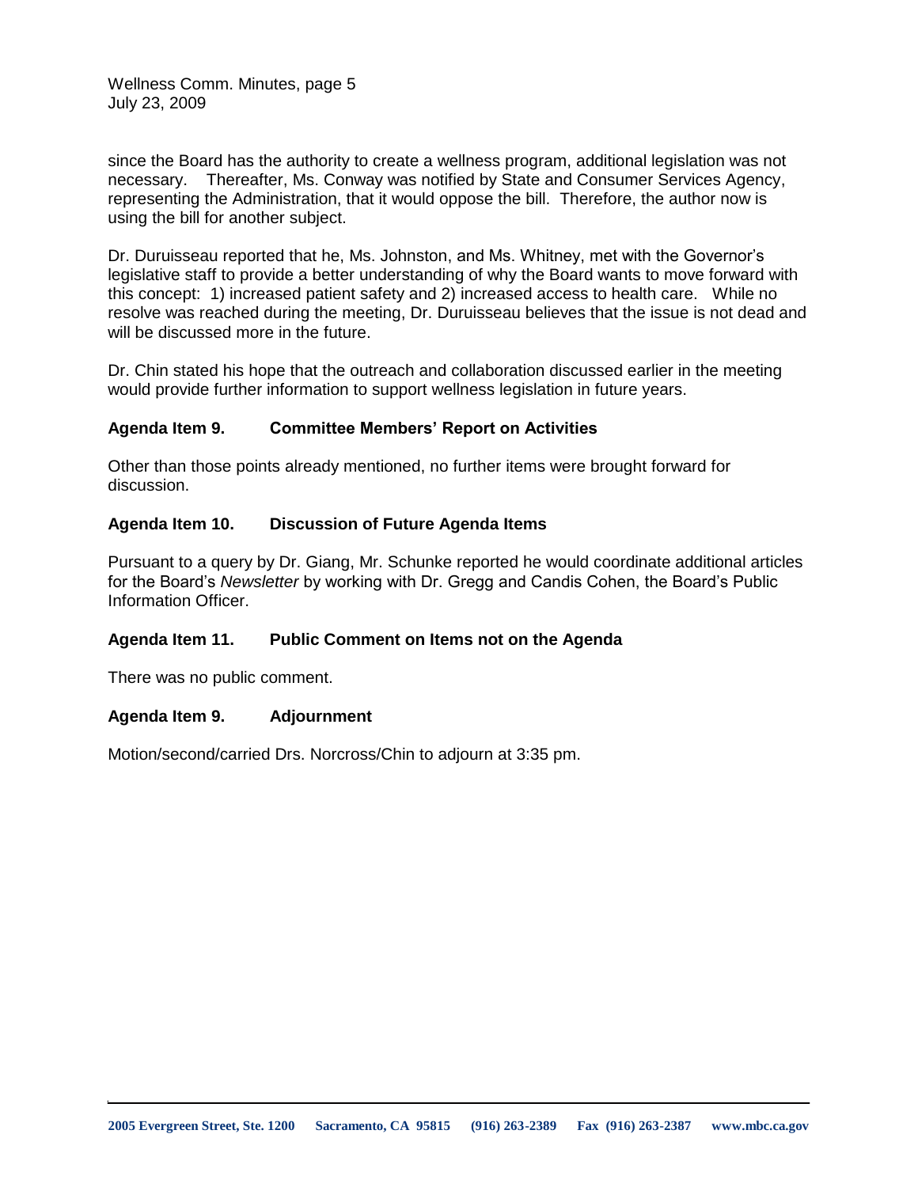since the Board has the authority to create a wellness program, additional legislation was not necessary. Thereafter, Ms. Conway was notified by State and Consumer Services Agency, representing the Administration, that it would oppose the bill. Therefore, the author now is using the bill for another subject.

Dr. Duruisseau reported that he, Ms. Johnston, and Ms. Whitney, met with the Governor's legislative staff to provide a better understanding of why the Board wants to move forward with this concept: 1) increased patient safety and 2) increased access to health care. While no resolve was reached during the meeting, Dr. Duruisseau believes that the issue is not dead and will be discussed more in the future.

Dr. Chin stated his hope that the outreach and collaboration discussed earlier in the meeting would provide further information to support wellness legislation in future years.

**Agenda Item 9. Committee Members' Report on Activities**

Other than those points already mentioned, no further items were brought forward for discussion.

**Agenda Item 10. Discussion of Future Agenda Items**

Pursuant to a query by Dr. Giang, Mr. Schunke reported he would coordinate additional articles for the Board's *Newsletter* by working with Dr. Gregg and Candis Cohen, the Board's Public Information Officer.

**Agenda Item 11. Public Comment on Items not on the Agenda**

There was no public comment.

**Agenda Item 9. Adjournment**

Motion/second/carried Drs. Norcross/Chin to adjourn at 3:35 pm.